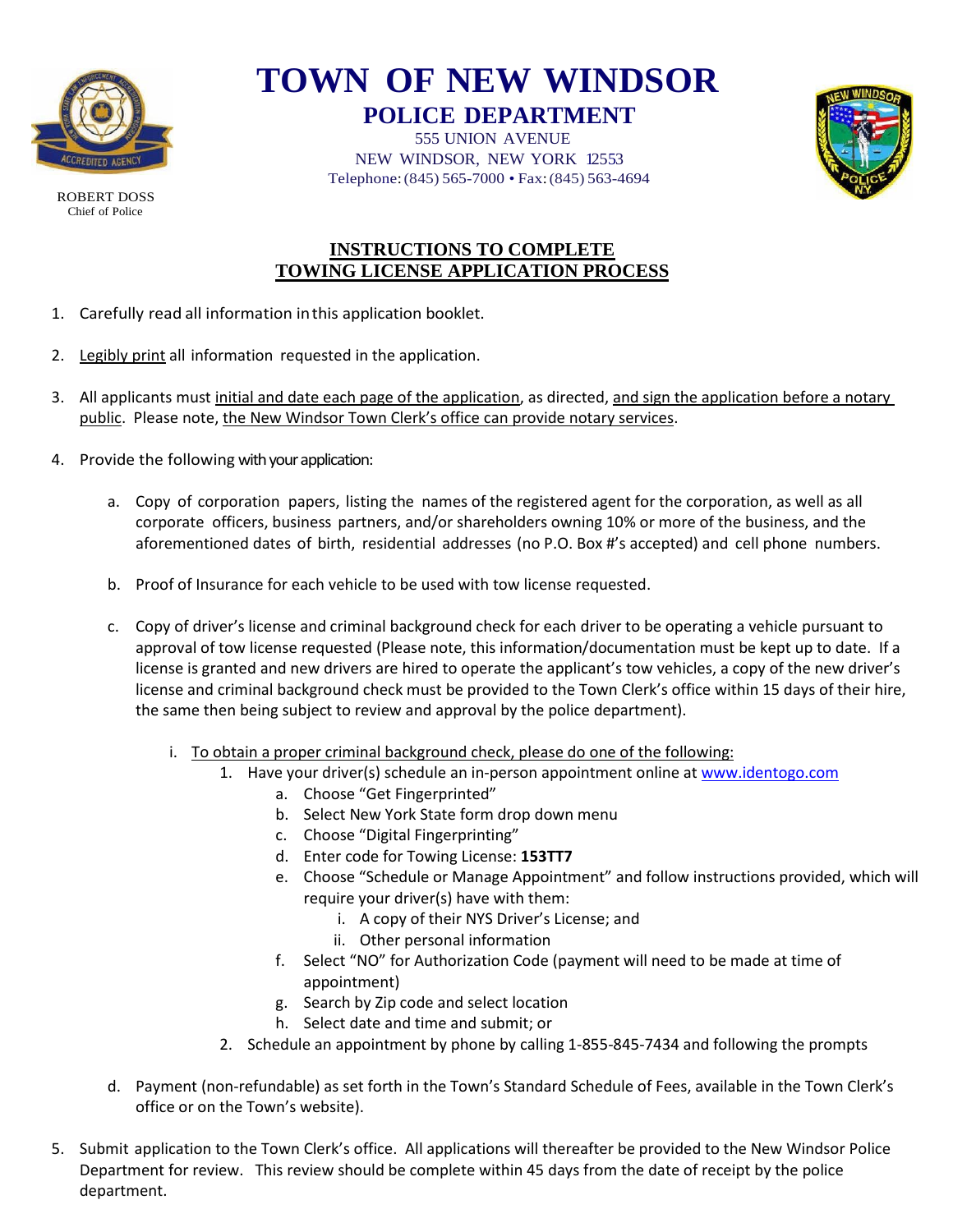# TOWN OF NEW WINDSOR

## POLICE DEPARTMENT

555 UNION AVENUE
NEW WINDSOR, NEW YORK 12553
Telephone: (845) 565-7000 • Fax: (845) 563-4694

ROBERT DOSS
Chief of Police

## INSTRUCTIONS TO COMPLETE TOWING LICENSE APPLICATION PROCESS

1. Carefully read all information in this application booklet.

2. Legibly print all information requested in the application.

3. All applicants must initial and date each page of the application, as directed, and sign the application before a notary public. Please note, the New Windsor Town Clerk's office can provide notary services.

4. Provide the following with your application:

    a. Copy of corporation papers, listing the names of the registered agent for the corporation, as well as all corporate officers, business partners, and/or shareholders owning 10% or more of the business, and the aforementioned dates of birth, residential addresses (no P.O. Box #'s accepted) and cell phone numbers.

    b. Proof of Insurance for each vehicle to be used with tow license requested.

    c. Copy of driver's license and criminal background check for each driver to be operating a vehicle pursuant to approval of tow license requested (Please note, this information/documentation must be kept up to date. If a license is granted and new drivers are hired to operate the applicant's tow vehicles, a copy of the new driver's license and criminal background check must be provided to the Town Clerk's office within 15 days of their hire, the same then being subject to review and approval by the police department).

        i. To obtain a proper criminal background check, please do one of the following:
            1. Have your driver(s) schedule an in-person appointment online at www.identogo.com
                a. Choose "Get Fingerprinted"
                b. Select New York State form drop down menu
                c. Choose "Digital Fingerprinting"
                d. Enter code for Towing License: **153TT7**
                e. Choose "Schedule or Manage Appointment" and follow instructions provided, which will require your driver(s) have with them:
                    i. A copy of their NYS Driver's License; and
                    ii. Other personal information
                f. Select "NO" for Authorization Code (payment will need to be made at time of appointment)
                g. Search by Zip code and select location
                h. Select date and time and submit; or
            2. Schedule an appointment by phone by calling 1-855-845-7434 and following the prompts

    d. Payment (non-refundable) as set forth in the Town's Standard Schedule of Fees, available in the Town Clerk's office or on the Town's website).

5. Submit application to the Town Clerk's office. All applications will thereafter be provided to the New Windsor Police Department for review. This review should be complete within 45 days from the date of receipt by the police department.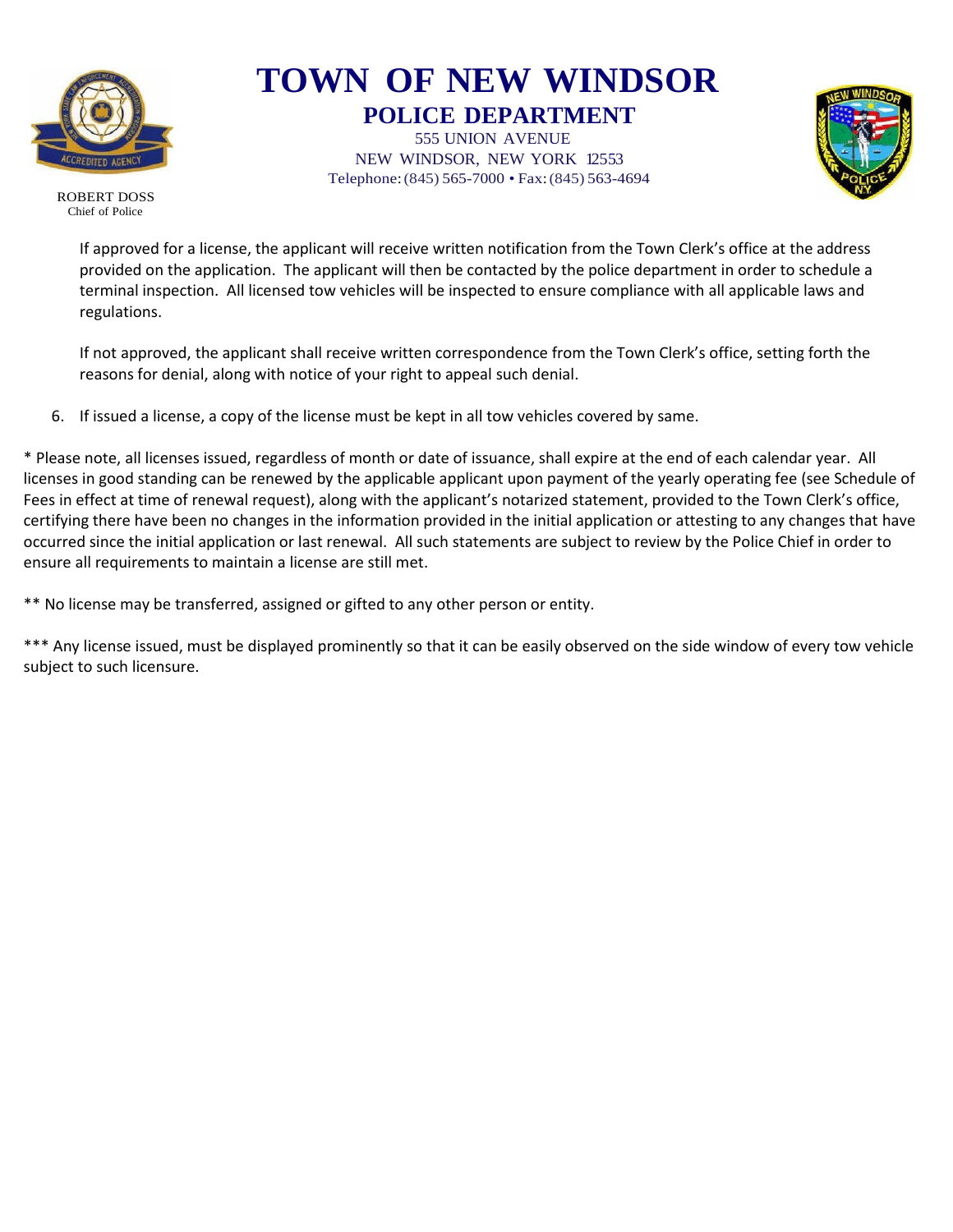# TOWN OF NEW WINDSOR

## POLICE DEPARTMENT

555 UNION AVENUE
NEW WINDSOR, NEW YORK 12553
Telephone: (845) 565-7000 • Fax: (845) 563-4694

ROBERT DOSS
Chief of Police

If approved for a license, the applicant will receive written notification from the Town Clerk's office at the address provided on the application. The applicant will then be contacted by the police department in order to schedule a terminal inspection. All licensed tow vehicles will be inspected to ensure compliance with all applicable laws and regulations.

If not approved, the applicant shall receive written correspondence from the Town Clerk's office, setting forth the reasons for denial, along with notice of your right to appeal such denial.

6. If issued a license, a copy of the license must be kept in all tow vehicles covered by same.

* Please note, all licenses issued, regardless of month or date of issuance, shall expire at the end of each calendar year. All licenses in good standing can be renewed by the applicable applicant upon payment of the yearly operating fee (see Schedule of Fees in effect at time of renewal request), along with the applicant's notarized statement, provided to the Town Clerk's office, certifying there have been no changes in the information provided in the initial application or attesting to any changes that have occurred since the initial application or last renewal. All such statements are subject to review by the Police Chief in order to ensure all requirements to maintain a license are still met.

** No license may be transferred, assigned or gifted to any other person or entity.

*** Any license issued, must be displayed prominently so that it can be easily observed on the side window of every tow vehicle subject to such licensure.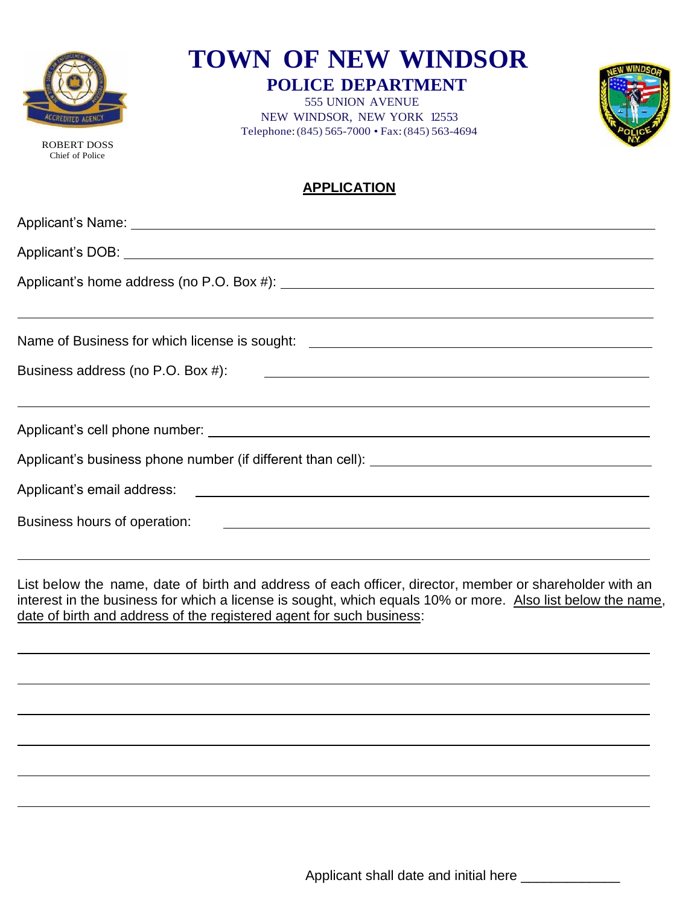ROBERT DOSS
Chief of Police

# TOWN OF NEW WINDSOR
## POLICE DEPARTMENT

555 UNION AVENUE
NEW WINDSOR, NEW YORK 12553
Telephone: (845) 565-7000 • Fax: (845) 563-4694

## APPLICATION

Applicant's Name: ________________________________________________

Applicant's DOB: ________________________________________________

Applicant's home address (no P.O. Box #): ________________________________

________________________________________________________________

Name of Business for which license is sought: ____________________________

Business address (no P.O. Box #): ______________________________________

________________________________________________________________

Applicant's cell phone number: _________________________________________

Applicant's business phone number (if different than cell): ________________

Applicant's email address: ____________________________________________

Business hours of operation: ___________________________________________

________________________________________________________________

List below the name, date of birth and address of each officer, director, member or shareholder with an interest in the business for which a license is sought, which equals 10% or more. Also list below the name, date of birth and address of the registered agent for such business:

________________________________________________________________

________________________________________________________________

________________________________________________________________

________________________________________________________________

________________________________________________________________

________________________________________________________________

Applicant shall date and initial here _____________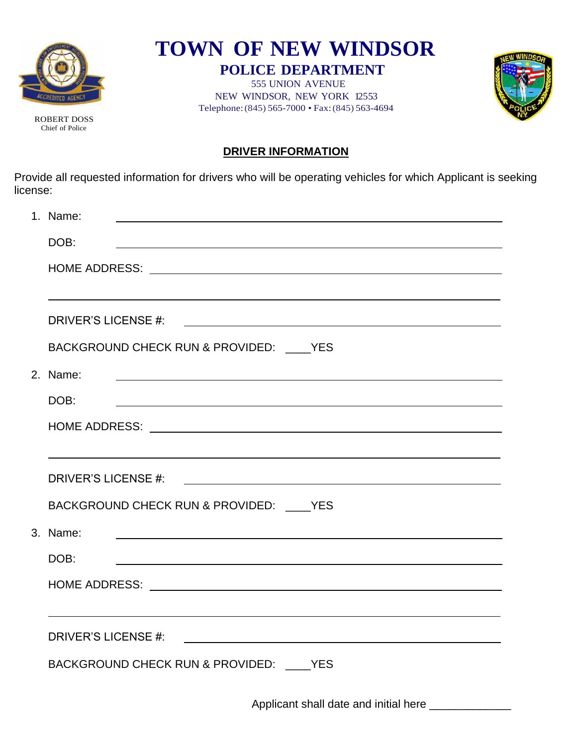# TOWN OF NEW WINDSOR

## POLICE DEPARTMENT

555 UNION AVENUE
NEW WINDSOR, NEW YORK 12553
Telephone: (845) 565-7000 • Fax: (845) 563-4694

ROBERT DOSS
Chief of Police

**DRIVER INFORMATION**

Provide all requested information for drivers who will be operating vehicles for which Applicant is seeking license:

1. Name: ______________________________

   DOB: ______________________________

   HOME ADDRESS: ______________________________

   ______________________________

   DRIVER'S LICENSE #: ______________________________

   BACKGROUND CHECK RUN & PROVIDED: ____YES

2. Name: ______________________________

   DOB: ______________________________

   HOME ADDRESS: ______________________________

   ______________________________

   DRIVER'S LICENSE #: ______________________________

   BACKGROUND CHECK RUN & PROVIDED: ____YES

3. Name: ______________________________

   DOB: ______________________________

   HOME ADDRESS: ______________________________

   ______________________________

   DRIVER'S LICENSE #: ______________________________

   BACKGROUND CHECK RUN & PROVIDED: ____YES

Applicant shall date and initial here _____________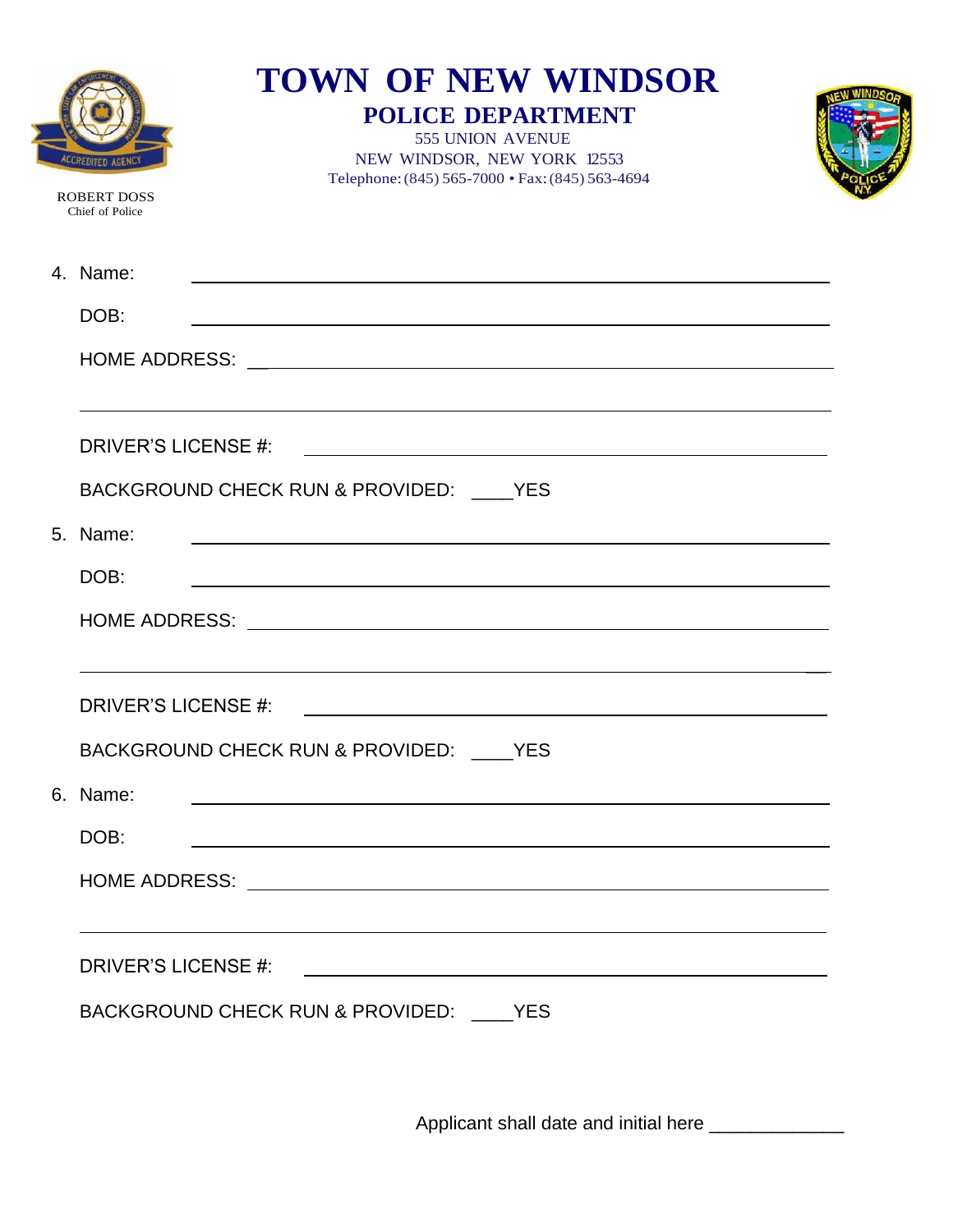# TOWN OF NEW WINDSOR

## POLICE DEPARTMENT

555 UNION AVENUE
NEW WINDSOR, NEW YORK 12553
Telephone: (845) 565-7000 • Fax: (845) 563-4694

ROBERT DOSS
Chief of Police

4. Name: ____________________________________________

   DOB: ____________________________________________

   HOME ADDRESS: ____________________________________________

   ____________________________________________

   DRIVER'S LICENSE #: ____________________________________________

   BACKGROUND CHECK RUN & PROVIDED: ____YES

5. Name: ____________________________________________

   DOB: ____________________________________________

   HOME ADDRESS: ____________________________________________

   ____________________________________________

   DRIVER'S LICENSE #: ____________________________________________

   BACKGROUND CHECK RUN & PROVIDED: ____YES

6. Name: ____________________________________________

   DOB: ____________________________________________

   HOME ADDRESS: ____________________________________________

   ____________________________________________

   DRIVER'S LICENSE #: ____________________________________________

   BACKGROUND CHECK RUN & PROVIDED: ____YES

Applicant shall date and initial here _____________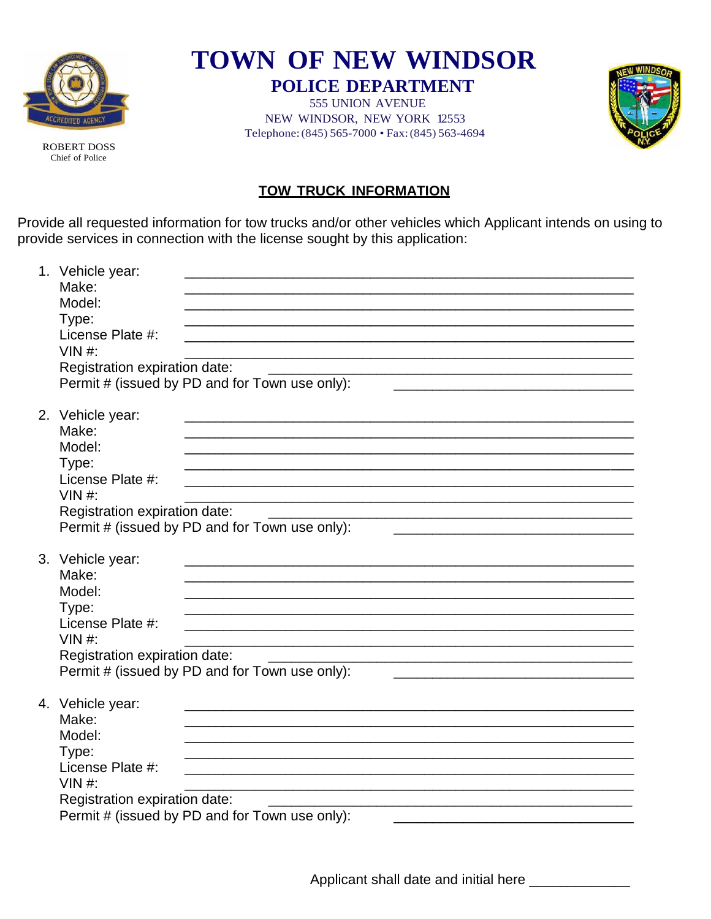# TOWN OF NEW WINDSOR

## POLICE DEPARTMENT

555 UNION AVENUE
NEW WINDSOR, NEW YORK 12553
Telephone: (845) 565-7000 • Fax: (845) 563-4694

ROBERT DOSS
Chief of Police

### TOW TRUCK INFORMATION

Provide all requested information for tow trucks and/or other vehicles which Applicant intends on using to provide services in connection with the license sought by this application:

1. Vehicle year: ____________________________________________
   Make: ____________________________________________
   Model: ____________________________________________
   Type: ____________________________________________
   License Plate #: ____________________________________________
   VIN #: ____________________________________________
   Registration expiration date: ________________________________
   Permit # (issued by PD and for Town use only): ____________________

2. Vehicle year: ____________________________________________
   Make: ____________________________________________
   Model: ____________________________________________
   Type: ____________________________________________
   License Plate #: ____________________________________________
   VIN #: ____________________________________________
   Registration expiration date: ________________________________
   Permit # (issued by PD and for Town use only): ____________________

3. Vehicle year: ____________________________________________
   Make: ____________________________________________
   Model: ____________________________________________
   Type: ____________________________________________
   License Plate #: ____________________________________________
   VIN #: ____________________________________________
   Registration expiration date: ________________________________
   Permit # (issued by PD and for Town use only): ____________________

4. Vehicle year: ____________________________________________
   Make: ____________________________________________
   Model: ____________________________________________
   Type: ____________________________________________
   License Plate #: ____________________________________________
   VIN #: ____________________________________________
   Registration expiration date: ________________________________
   Permit # (issued by PD and for Town use only): ____________________

Applicant shall date and initial here _____________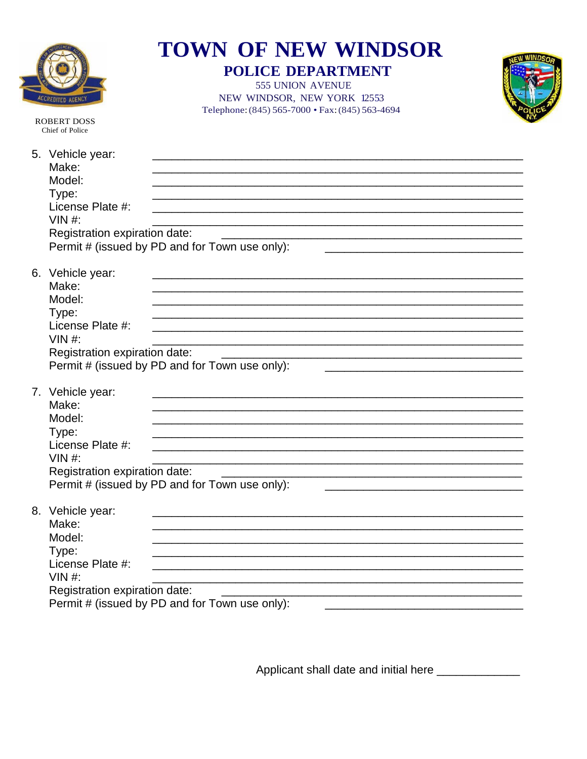# TOWN OF NEW WINDSOR

## POLICE DEPARTMENT

555 UNION AVENUE
NEW WINDSOR, NEW YORK 12553
Telephone: (845) 565-7000 • Fax: (845) 563-4694

ROBERT DOSS
Chief of Police

5. Vehicle year: ____________________
   Make: ____________________
   Model: ____________________
   Type: ____________________
   License Plate #: ____________________
   VIN #: ____________________
   Registration expiration date: ____________________
   Permit # (issued by PD and for Town use only): ____________________

6. Vehicle year: ____________________
   Make: ____________________
   Model: ____________________
   Type: ____________________
   License Plate #: ____________________
   VIN #: ____________________
   Registration expiration date: ____________________
   Permit # (issued by PD and for Town use only): ____________________

7. Vehicle year: ____________________
   Make: ____________________
   Model: ____________________
   Type: ____________________
   License Plate #: ____________________
   VIN #: ____________________
   Registration expiration date: ____________________
   Permit # (issued by PD and for Town use only): ____________________

8. Vehicle year: ____________________
   Make: ____________________
   Model: ____________________
   Type: ____________________
   License Plate #: ____________________
   VIN #: ____________________
   Registration expiration date: ____________________
   Permit # (issued by PD and for Town use only): ____________________

Applicant shall date and initial here ____________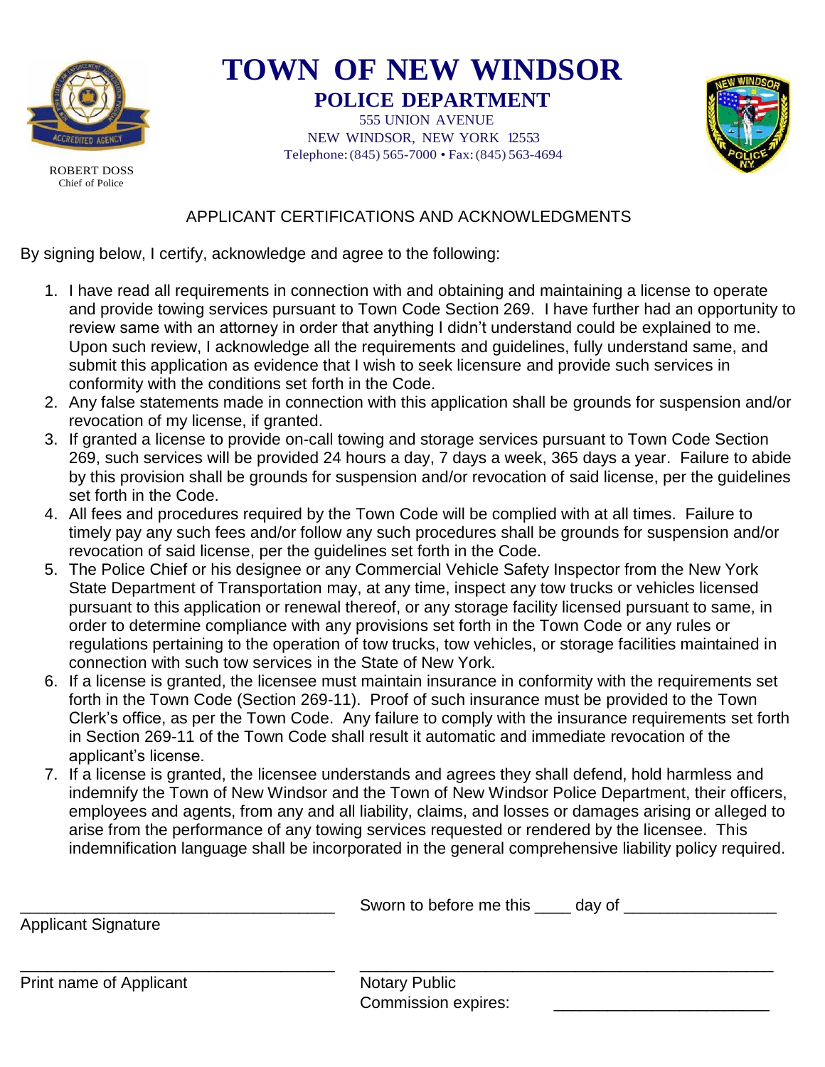# TOWN OF NEW WINDSOR

## POLICE DEPARTMENT

555 UNION AVENUE
NEW WINDSOR, NEW YORK 12553
Telephone: (845) 565-7000 • Fax: (845) 563-4694

ROBERT DOSS
Chief of Police

### APPLICANT CERTIFICATIONS AND ACKNOWLEDGMENTS

By signing below, I certify, acknowledge and agree to the following:

1. I have read all requirements in connection with and obtaining and maintaining a license to operate and provide towing services pursuant to Town Code Section 269. I have further had an opportunity to review same with an attorney in order that anything I didn't understand could be explained to me. Upon such review, I acknowledge all the requirements and guidelines, fully understand same, and submit this application as evidence that I wish to seek licensure and provide such services in conformity with the conditions set forth in the Code.
2. Any false statements made in connection with this application shall be grounds for suspension and/or revocation of my license, if granted.
3. If granted a license to provide on-call towing and storage services pursuant to Town Code Section 269, such services will be provided 24 hours a day, 7 days a week, 365 days a year. Failure to abide by this provision shall be grounds for suspension and/or revocation of said license, per the guidelines set forth in the Code.
4. All fees and procedures required by the Town Code will be complied with at all times. Failure to timely pay any such fees and/or follow any such procedures shall be grounds for suspension and/or revocation of said license, per the guidelines set forth in the Code.
5. The Police Chief or his designee or any Commercial Vehicle Safety Inspector from the New York State Department of Transportation may, at any time, inspect any tow trucks or vehicles licensed pursuant to this application or renewal thereof, or any storage facility licensed pursuant to same, in order to determine compliance with any provisions set forth in the Town Code or any rules or regulations pertaining to the operation of tow trucks, tow vehicles, or storage facilities maintained in connection with such tow services in the State of New York.
6. If a license is granted, the licensee must maintain insurance in conformity with the requirements set forth in the Town Code (Section 269-11). Proof of such insurance must be provided to the Town Clerk's office, as per the Town Code. Any failure to comply with the insurance requirements set forth in Section 269-11 of the Town Code shall result it automatic and immediate revocation of the applicant's license.
7. If a license is granted, the licensee understands and agrees they shall defend, hold harmless and indemnify the Town of New Windsor and the Town of New Windsor Police Department, their officers, employees and agents, from any and all liability, claims, and losses or damages arising or alleged to arise from the performance of any towing services requested or rendered by the licensee. This indemnification language shall be incorporated in the general comprehensive liability policy required.

\_\_\_\_\_\_\_\_\_\_\_\_\_\_\_\_\_\_\_\_\_\_\_\_\_\_\_\_\_\_\_\_\_\_\_
Applicant Signature

Sworn to before me this \_\_\_\_ day of \_\_\_\_\_\_\_\_\_\_\_\_\_\_\_\_\_

\_\_\_\_\_\_\_\_\_\_\_\_\_\_\_\_\_\_\_\_\_\_\_\_\_\_\_\_\_\_\_\_\_\_\_
Print name of Applicant

\_\_\_\_\_\_\_\_\_\_\_\_\_\_\_\_\_\_\_\_\_\_\_\_\_\_\_\_\_\_\_\_\_\_\_\_\_\_\_\_\_\_\_\_\_
Notary Public
Commission expires: \_\_\_\_\_\_\_\_\_\_\_\_\_\_\_\_\_\_\_\_\_\_\_\_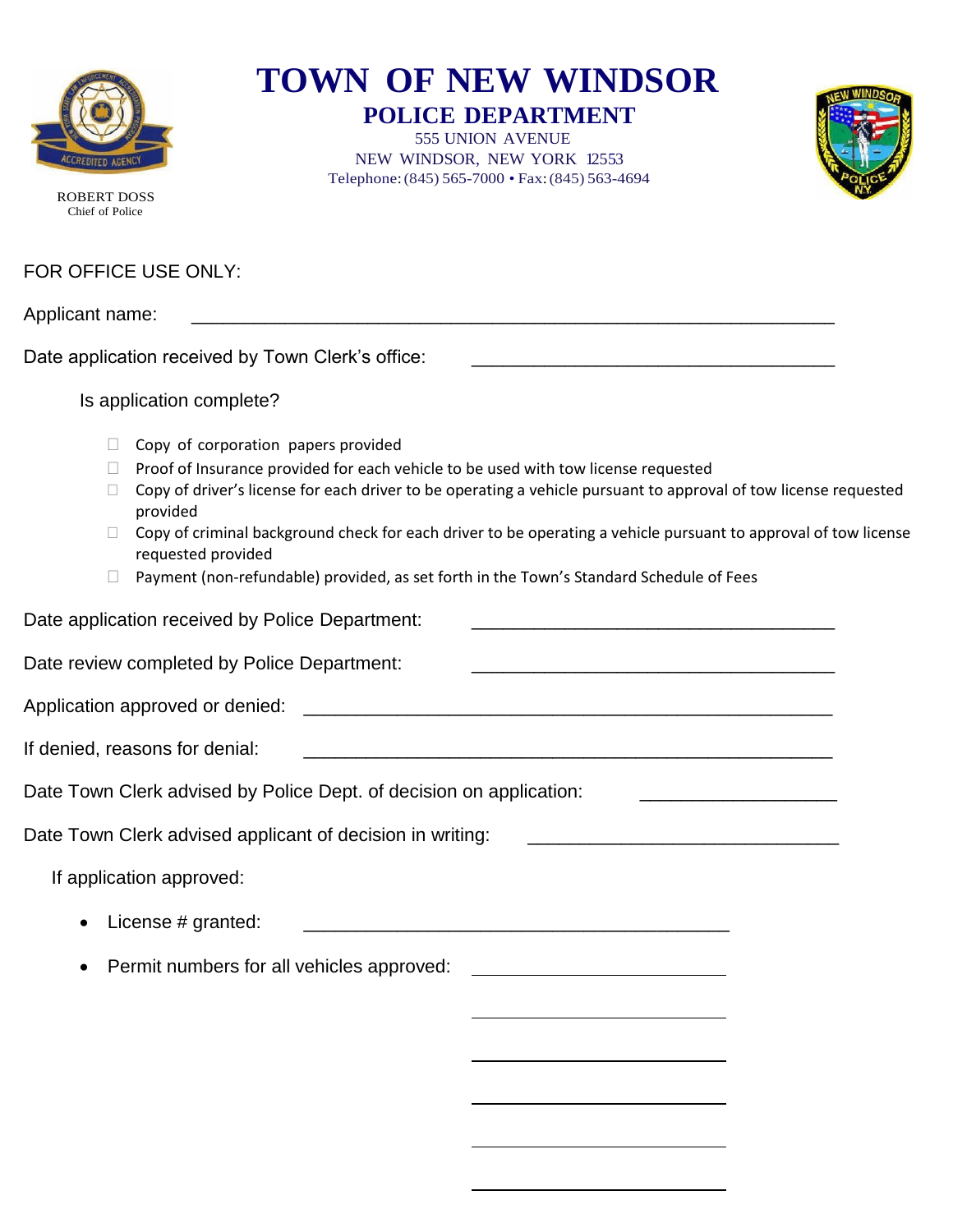# TOWN OF NEW WINDSOR

## POLICE DEPARTMENT

555 UNION AVENUE
NEW WINDSOR, NEW YORK 12553
Telephone: (845) 565-7000 • Fax: (845) 563-4694

ROBERT DOSS
Chief of Police

FOR OFFICE USE ONLY:

Applicant name: ______________________________________________

Date application received by Town Clerk's office: ______________________________

Is application complete?

- ☐ Copy of corporation papers provided
- ☐ Proof of Insurance provided for each vehicle to be used with tow license requested
- ☐ Copy of driver's license for each driver to be operating a vehicle pursuant to approval of tow license requested provided
- ☐ Copy of criminal background check for each driver to be operating a vehicle pursuant to approval of tow license requested provided
- ☐ Payment (non-refundable) provided, as set forth in the Town's Standard Schedule of Fees

Date application received by Police Department: ______________________________

Date review completed by Police Department: ______________________________

Application approved or denied: ______________________________________________

If denied, reasons for denial: ______________________________________________

Date Town Clerk advised by Police Dept. of decision on application: ________________

Date Town Clerk advised applicant of decision in writing: __________________________

If application approved:

- License # granted: ______________________________________
- Permit numbers for all vehicles approved: ________________________

________________________

________________________

________________________

________________________

________________________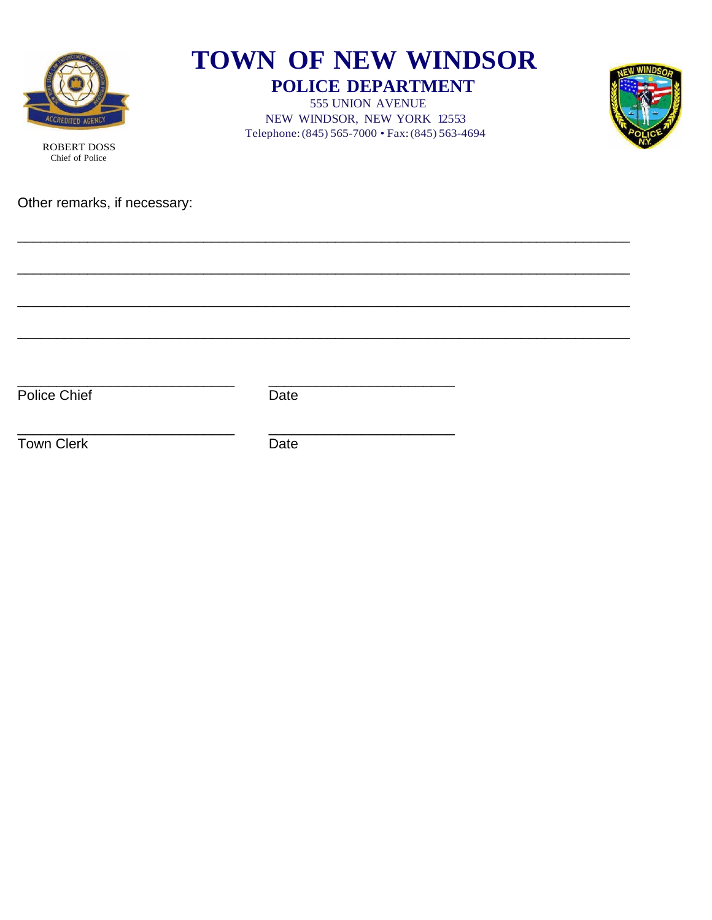# TOWN OF NEW WINDSOR

## POLICE DEPARTMENT

555 UNION AVENUE
NEW WINDSOR, NEW YORK 12553
Telephone: (845) 565-7000 • Fax: (845) 563-4694

ROBERT DOSS
Chief of Police

Other remarks, if necessary:

_______________________________________________________________________________

_______________________________________________________________________________

_______________________________________________________________________________

_______________________________________________________________________________

____________________________ ________________________
Police Chief Date

____________________________ ________________________
Town Clerk Date